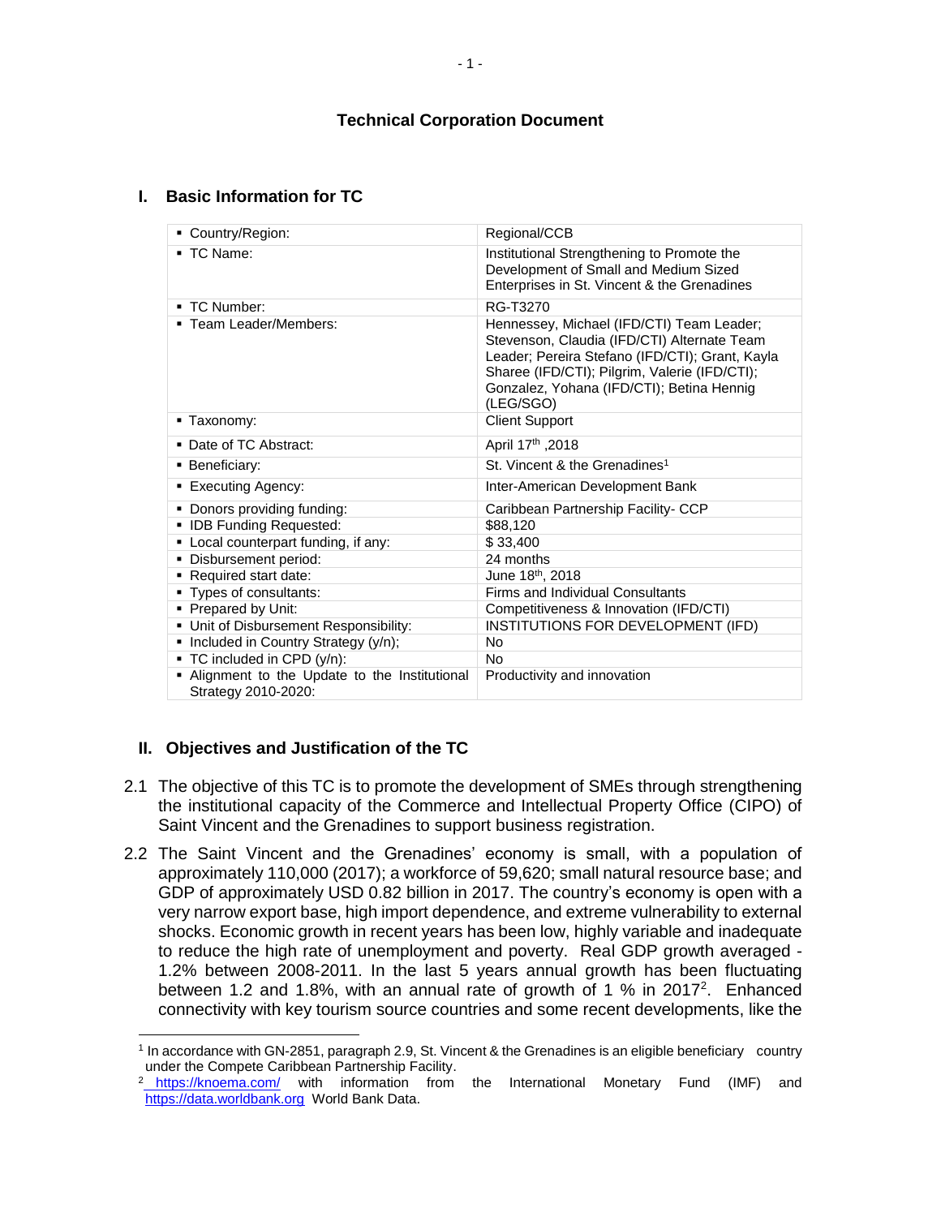# Technical Corporation Document

## I. Basic Information for TC

| | |
|---|---|
| ▪ Country/Region: | Regional/CCB |
| ▪ TC Name: | Institutional Strengthening to Promote the Development of Small and Medium Sized Enterprises in St. Vincent & the Grenadines |
| ▪ TC Number: | RG-T3270 |
| ▪ Team Leader/Members: | Hennessey, Michael (IFD/CTI) Team Leader; Stevenson, Claudia (IFD/CTI) Alternate Team Leader; Pereira Stefano (IFD/CTI); Grant, Kayla Sharee (IFD/CTI); Pilgrim, Valerie (IFD/CTI); Gonzalez, Yohana (IFD/CTI); Betina Hennig (LEG/SGO) |
| ▪ Taxonomy: | Client Support |
| ▪ Date of TC Abstract: | April 17th ,2018 |
| ▪ Beneficiary: | St. Vincent & the Grenadines[1] |
| ▪ Executing Agency: | Inter-American Development Bank |
| ▪ Donors providing funding: | Caribbean Partnership Facility- CCP |
| ▪ IDB Funding Requested: | $88,120 |
| ▪ Local counterpart funding, if any: | $ 33,400 |
| ▪ Disbursement period: | 24 months |
| ▪ Required start date: | June 18th, 2018 |
| ▪ Types of consultants: | Firms and Individual Consultants |
| ▪ Prepared by Unit: | Competitiveness & Innovation (IFD/CTI) |
| ▪ Unit of Disbursement Responsibility: | INSTITUTIONS FOR DEVELOPMENT (IFD) |
| ▪ Included in Country Strategy (y/n); | No |
| ▪ TC included in CPD (y/n): | No |
| ▪ Alignment to the Update to the Institutional Strategy 2010-2020: | Productivity and innovation |

## II. Objectives and Justification of the TC

2.1 The objective of this TC is to promote the development of SMEs through strengthening the institutional capacity of the Commerce and Intellectual Property Office (CIPO) of Saint Vincent and the Grenadines to support business registration.

2.2 The Saint Vincent and the Grenadines' economy is small, with a population of approximately 110,000 (2017); a workforce of 59,620; small natural resource base; and GDP of approximately USD 0.82 billion in 2017. The country's economy is open with a very narrow export base, high import dependence, and extreme vulnerability to external shocks. Economic growth in recent years has been low, highly variable and inadequate to reduce the high rate of unemployment and poverty. Real GDP growth averaged -1.2% between 2008-2011. In the last 5 years annual growth has been fluctuating between 1.2 and 1.8%, with an annual rate of growth of 1 % in 2017[2]. Enhanced connectivity with key tourism source countries and some recent developments, like the

---

[1] In accordance with GN-2851, paragraph 2.9, St. Vincent & the Grenadines is an eligible beneficiary country under the Compete Caribbean Partnership Facility.

[2] https://knoema.com/ with information from the International Monetary Fund (IMF) and https://data.worldbank.org World Bank Data.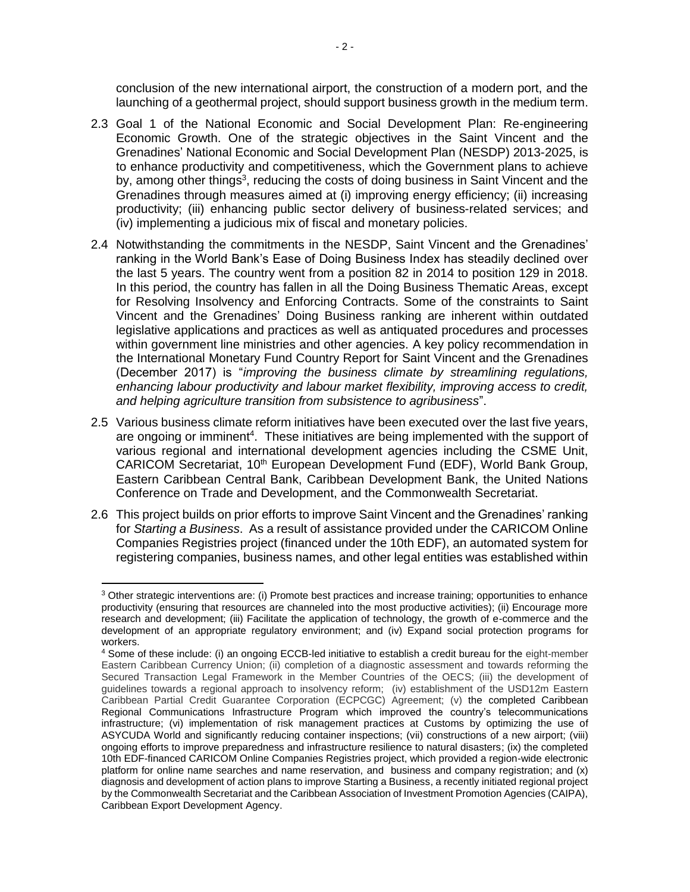conclusion of the new international airport, the construction of a modern port, and the launching of a geothermal project, should support business growth in the medium term.

2.3 Goal 1 of the National Economic and Social Development Plan: Re-engineering Economic Growth. One of the strategic objectives in the Saint Vincent and the Grenadines' National Economic and Social Development Plan (NESDP) 2013-2025, is to enhance productivity and competitiveness, which the Government plans to achieve by, among other things[3], reducing the costs of doing business in Saint Vincent and the Grenadines through measures aimed at (i) improving energy efficiency; (ii) increasing productivity; (iii) enhancing public sector delivery of business-related services; and (iv) implementing a judicious mix of fiscal and monetary policies.

2.4 Notwithstanding the commitments in the NESDP, Saint Vincent and the Grenadines' ranking in the World Bank's Ease of Doing Business Index has steadily declined over the last 5 years. The country went from a position 82 in 2014 to position 129 in 2018. In this period, the country has fallen in all the Doing Business Thematic Areas, except for Resolving Insolvency and Enforcing Contracts. Some of the constraints to Saint Vincent and the Grenadines' Doing Business ranking are inherent within outdated legislative applications and practices as well as antiquated procedures and processes within government line ministries and other agencies. A key policy recommendation in the International Monetary Fund Country Report for Saint Vincent and the Grenadines (December 2017) is "*improving the business climate by streamlining regulations, enhancing labour productivity and labour market flexibility, improving access to credit, and helping agriculture transition from subsistence to agribusiness*".

2.5 Various business climate reform initiatives have been executed over the last five years, are ongoing or imminent[4]. These initiatives are being implemented with the support of various regional and international development agencies including the CSME Unit, CARICOM Secretariat, 10th European Development Fund (EDF), World Bank Group, Eastern Caribbean Central Bank, Caribbean Development Bank, the United Nations Conference on Trade and Development, and the Commonwealth Secretariat.

2.6 This project builds on prior efforts to improve Saint Vincent and the Grenadines' ranking for *Starting a Business*. As a result of assistance provided under the CARICOM Online Companies Registries project (financed under the 10th EDF), an automated system for registering companies, business names, and other legal entities was established within

---

[3] Other strategic interventions are: (i) Promote best practices and increase training; opportunities to enhance productivity (ensuring that resources are channeled into the most productive activities); (ii) Encourage more research and development; (iii) Facilitate the application of technology, the growth of e-commerce and the development of an appropriate regulatory environment; and (iv) Expand social protection programs for workers.

[4] Some of these include: (i) an ongoing ECCB-led initiative to establish a credit bureau for the eight-member Eastern Caribbean Currency Union; (ii) completion of a diagnostic assessment and towards reforming the Secured Transaction Legal Framework in the Member Countries of the OECS; (iii) the development of guidelines towards a regional approach to insolvency reform; (iv) establishment of the USD12m Eastern Caribbean Partial Credit Guarantee Corporation (ECPCGC) Agreement; (v) the completed Caribbean Regional Communications Infrastructure Program which improved the country's telecommunications infrastructure; (vi) implementation of risk management practices at Customs by optimizing the use of ASYCUDA World and significantly reducing container inspections; (vii) constructions of a new airport; (viii) ongoing efforts to improve preparedness and infrastructure resilience to natural disasters; (ix) the completed 10th EDF-financed CARICOM Online Companies Registries project, which provided a region-wide electronic platform for online name searches and name reservation, and business and company registration; and (x) diagnosis and development of action plans to improve Starting a Business, a recently initiated regional project by the Commonwealth Secretariat and the Caribbean Association of Investment Promotion Agencies (CAIPA), Caribbean Export Development Agency.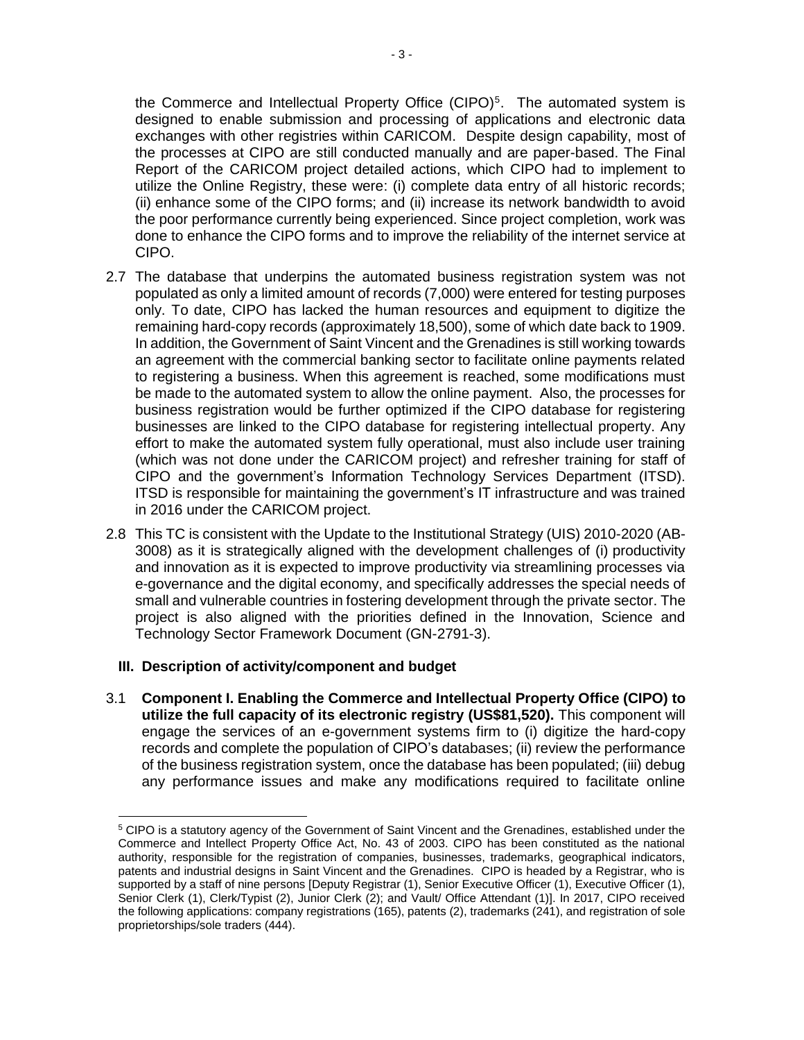the Commerce and Intellectual Property Office (CIPO)[5]. The automated system is designed to enable submission and processing of applications and electronic data exchanges with other registries within CARICOM. Despite design capability, most of the processes at CIPO are still conducted manually and are paper-based. The Final Report of the CARICOM project detailed actions, which CIPO had to implement to utilize the Online Registry, these were: (i) complete data entry of all historic records; (ii) enhance some of the CIPO forms; and (ii) increase its network bandwidth to avoid the poor performance currently being experienced. Since project completion, work was done to enhance the CIPO forms and to improve the reliability of the internet service at CIPO.

2.7 The database that underpins the automated business registration system was not populated as only a limited amount of records (7,000) were entered for testing purposes only. To date, CIPO has lacked the human resources and equipment to digitize the remaining hard-copy records (approximately 18,500), some of which date back to 1909. In addition, the Government of Saint Vincent and the Grenadines is still working towards an agreement with the commercial banking sector to facilitate online payments related to registering a business. When this agreement is reached, some modifications must be made to the automated system to allow the online payment. Also, the processes for business registration would be further optimized if the CIPO database for registering businesses are linked to the CIPO database for registering intellectual property. Any effort to make the automated system fully operational, must also include user training (which was not done under the CARICOM project) and refresher training for staff of CIPO and the government's Information Technology Services Department (ITSD). ITSD is responsible for maintaining the government's IT infrastructure and was trained in 2016 under the CARICOM project.

2.8 This TC is consistent with the Update to the Institutional Strategy (UIS) 2010-2020 (AB-3008) as it is strategically aligned with the development challenges of (i) productivity and innovation as it is expected to improve productivity via streamlining processes via e-governance and the digital economy, and specifically addresses the special needs of small and vulnerable countries in fostering development through the private sector. The project is also aligned with the priorities defined in the Innovation, Science and Technology Sector Framework Document (GN-2791-3).

## III. Description of activity/component and budget

3.1 **Component I. Enabling the Commerce and Intellectual Property Office (CIPO) to utilize the full capacity of its electronic registry (US$81,520).** This component will engage the services of an e-government systems firm to (i) digitize the hard-copy records and complete the population of CIPO's databases; (ii) review the performance of the business registration system, once the database has been populated; (iii) debug any performance issues and make any modifications required to facilitate online

---

[5] CIPO is a statutory agency of the Government of Saint Vincent and the Grenadines, established under the Commerce and Intellect Property Office Act, No. 43 of 2003. CIPO has been constituted as the national authority, responsible for the registration of companies, businesses, trademarks, geographical indicators, patents and industrial designs in Saint Vincent and the Grenadines. CIPO is headed by a Registrar, who is supported by a staff of nine persons [Deputy Registrar (1), Senior Executive Officer (1), Executive Officer (1), Senior Clerk (1), Clerk/Typist (2), Junior Clerk (2); and Vault/ Office Attendant (1)]. In 2017, CIPO received the following applications: company registrations (165), patents (2), trademarks (241), and registration of sole proprietorships/sole traders (444).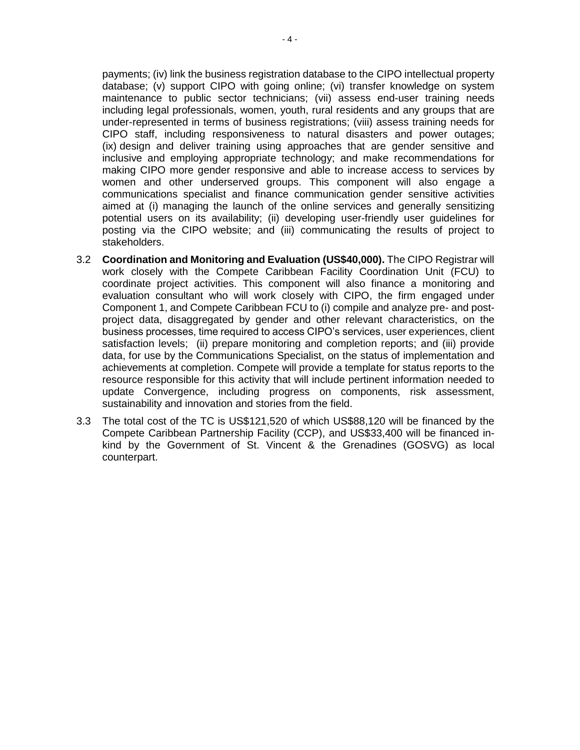payments; (iv) link the business registration database to the CIPO intellectual property database; (v) support CIPO with going online; (vi) transfer knowledge on system maintenance to public sector technicians; (vii) assess end-user training needs including legal professionals, women, youth, rural residents and any groups that are under-represented in terms of business registrations; (viii) assess training needs for CIPO staff, including responsiveness to natural disasters and power outages; (ix) design and deliver training using approaches that are gender sensitive and inclusive and employing appropriate technology; and make recommendations for making CIPO more gender responsive and able to increase access to services by women and other underserved groups. This component will also engage a communications specialist and finance communication gender sensitive activities aimed at (i) managing the launch of the online services and generally sensitizing potential users on its availability; (ii) developing user-friendly user guidelines for posting via the CIPO website; and (iii) communicating the results of project to stakeholders.

3.2 **Coordination and Monitoring and Evaluation (US$40,000).** The CIPO Registrar will work closely with the Compete Caribbean Facility Coordination Unit (FCU) to coordinate project activities. This component will also finance a monitoring and evaluation consultant who will work closely with CIPO, the firm engaged under Component 1, and Compete Caribbean FCU to (i) compile and analyze pre- and post-project data, disaggregated by gender and other relevant characteristics, on the business processes, time required to access CIPO's services, user experiences, client satisfaction levels; (ii) prepare monitoring and completion reports; and (iii) provide data, for use by the Communications Specialist, on the status of implementation and achievements at completion. Compete will provide a template for status reports to the resource responsible for this activity that will include pertinent information needed to update Convergence, including progress on components, risk assessment, sustainability and innovation and stories from the field.

3.3 The total cost of the TC is US$121,520 of which US$88,120 will be financed by the Compete Caribbean Partnership Facility (CCP), and US$33,400 will be financed in-kind by the Government of St. Vincent & the Grenadines (GOSVG) as local counterpart.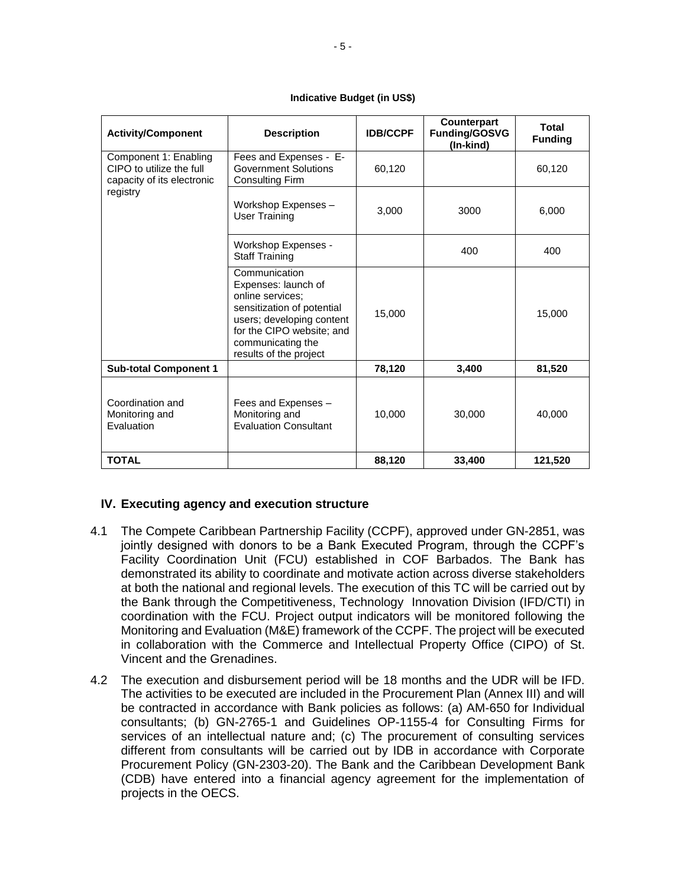**Indicative Budget (in US$)**

| Activity/Component | Description | IDB/CCPF | Counterpart Funding/GOSVG (In-kind) | Total Funding |
|---|---|---|---|---|
| Component 1: Enabling CIPO to utilize the full capacity of its electronic registry | Fees and Expenses - E-Government Solutions Consulting Firm | 60,120 | | 60,120 |
| | Workshop Expenses – User Training | 3,000 | 3000 | 6,000 |
| | Workshop Expenses - Staff Training | | 400 | 400 |
| | Communication Expenses: launch of online services; sensitization of potential users; developing content for the CIPO website; and communicating the results of the project | 15,000 | | 15,000 |
| **Sub-total Component 1** | | **78,120** | **3,400** | **81,520** |
| Coordination and Monitoring and Evaluation | Fees and Expenses – Monitoring and Evaluation Consultant | 10,000 | 30,000 | 40,000 |
| **TOTAL** | | **88,120** | **33,400** | **121,520** |

## IV. Executing agency and execution structure

4.1 The Compete Caribbean Partnership Facility (CCPF), approved under GN-2851, was jointly designed with donors to be a Bank Executed Program, through the CCPF's Facility Coordination Unit (FCU) established in COF Barbados. The Bank has demonstrated its ability to coordinate and motivate action across diverse stakeholders at both the national and regional levels. The execution of this TC will be carried out by the Bank through the Competitiveness, Technology Innovation Division (IFD/CTI) in coordination with the FCU. Project output indicators will be monitored following the Monitoring and Evaluation (M&E) framework of the CCPF. The project will be executed in collaboration with the Commerce and Intellectual Property Office (CIPO) of St. Vincent and the Grenadines.

4.2 The execution and disbursement period will be 18 months and the UDR will be IFD. The activities to be executed are included in the Procurement Plan (Annex III) and will be contracted in accordance with Bank policies as follows: (a) AM-650 for Individual consultants; (b) GN-2765-1 and Guidelines OP-1155-4 for Consulting Firms for services of an intellectual nature and; (c) The procurement of consulting services different from consultants will be carried out by IDB in accordance with Corporate Procurement Policy (GN-2303-20). The Bank and the Caribbean Development Bank (CDB) have entered into a financial agency agreement for the implementation of projects in the OECS.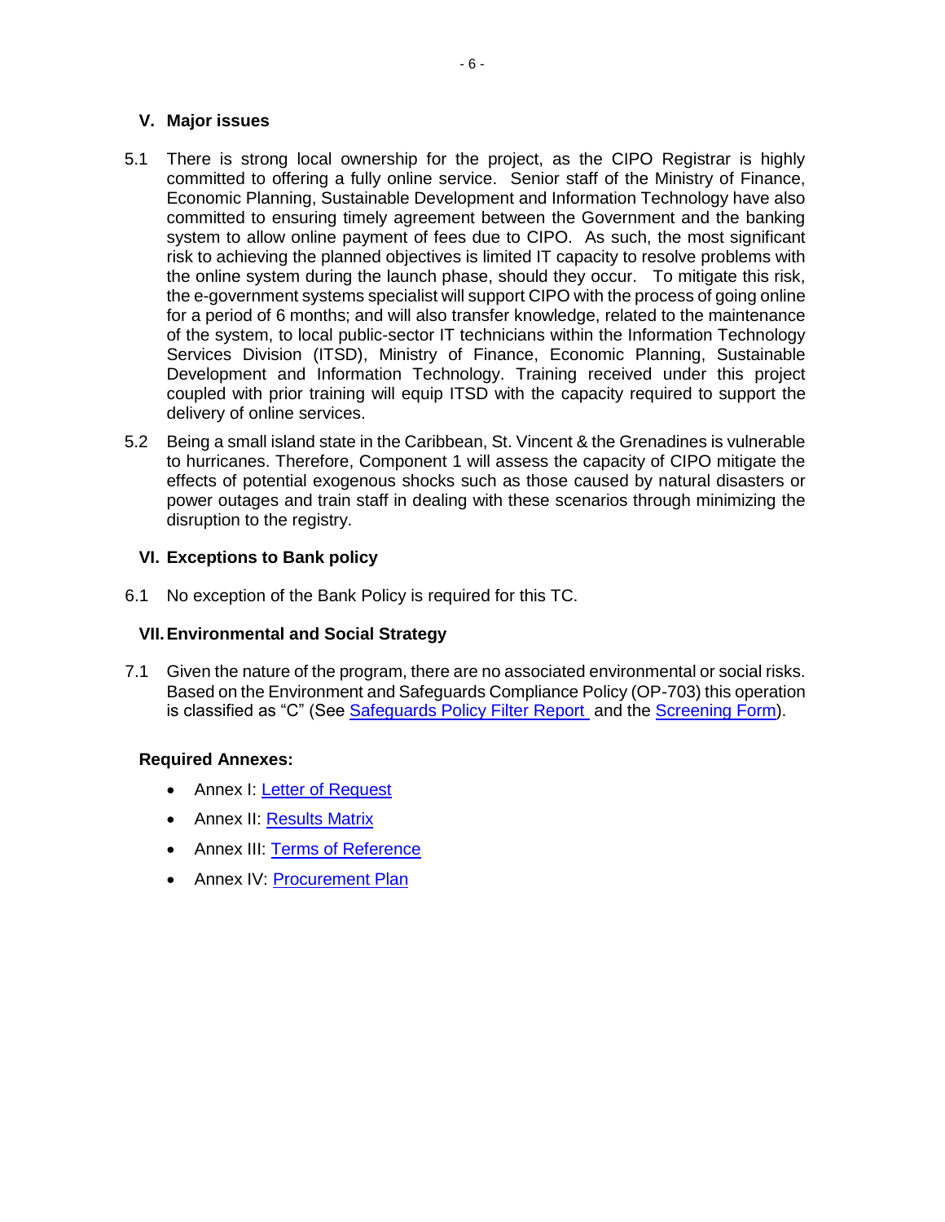## V. Major issues

5.1 There is strong local ownership for the project, as the CIPO Registrar is highly committed to offering a fully online service. Senior staff of the Ministry of Finance, Economic Planning, Sustainable Development and Information Technology have also committed to ensuring timely agreement between the Government and the banking system to allow online payment of fees due to CIPO. As such, the most significant risk to achieving the planned objectives is limited IT capacity to resolve problems with the online system during the launch phase, should they occur. To mitigate this risk, the e-government systems specialist will support CIPO with the process of going online for a period of 6 months; and will also transfer knowledge, related to the maintenance of the system, to local public-sector IT technicians within the Information Technology Services Division (ITSD), Ministry of Finance, Economic Planning, Sustainable Development and Information Technology. Training received under this project coupled with prior training will equip ITSD with the capacity required to support the delivery of online services.

5.2 Being a small island state in the Caribbean, St. Vincent & the Grenadines is vulnerable to hurricanes. Therefore, Component 1 will assess the capacity of CIPO mitigate the effects of potential exogenous shocks such as those caused by natural disasters or power outages and train staff in dealing with these scenarios through minimizing the disruption to the registry.

## VI. Exceptions to Bank policy

6.1 No exception of the Bank Policy is required for this TC.

## VII. Environmental and Social Strategy

7.1 Given the nature of the program, there are no associated environmental or social risks. Based on the Environment and Safeguards Compliance Policy (OP-703) this operation is classified as "C" (See Safeguards Policy Filter Report and the Screening Form).

**Required Annexes:**

- Annex I: Letter of Request
- Annex II: Results Matrix
- Annex III: Terms of Reference
- Annex IV: Procurement Plan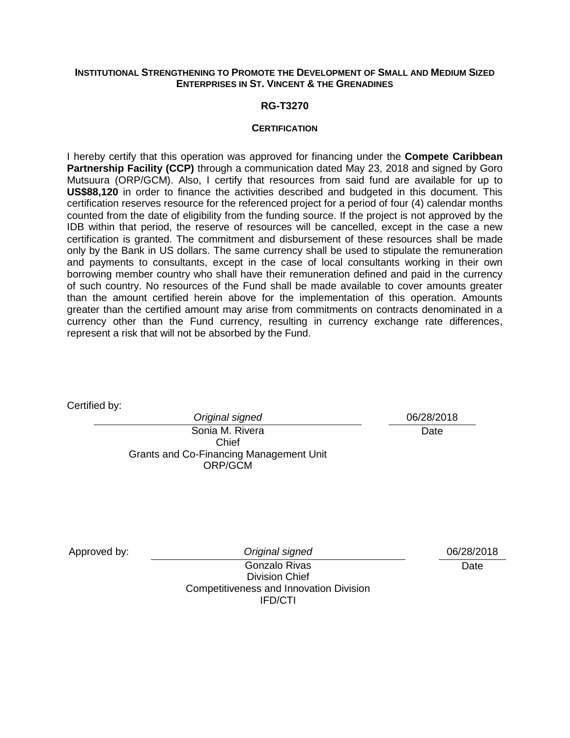**INSTITUTIONAL STRENGTHENING TO PROMOTE THE DEVELOPMENT OF SMALL AND MEDIUM SIZED ENTERPRISES IN ST. VINCENT & THE GRENADINES**

**RG-T3270**

**CERTIFICATION**

I hereby certify that this operation was approved for financing under the **Compete Caribbean Partnership Facility (CCP)** through a communication dated May 23, 2018 and signed by Goro Mutsuura (ORP/GCM). Also, I certify that resources from said fund are available for up to **US$88,120** in order to finance the activities described and budgeted in this document. This certification reserves resource for the referenced project for a period of four (4) calendar months counted from the date of eligibility from the funding source. If the project is not approved by the IDB within that period, the reserve of resources will be cancelled, except in the case a new certification is granted. The commitment and disbursement of these resources shall be made only by the Bank in US dollars. The same currency shall be used to stipulate the remuneration and payments to consultants, except in the case of local consultants working in their own borrowing member country who shall have their remuneration defined and paid in the currency of such country. No resources of the Fund shall be made available to cover amounts greater than the amount certified herein above for the implementation of this operation. Amounts greater than the certified amount may arise from commitments on contracts denominated in a currency other than the Fund currency, resulting in currency exchange rate differences, represent a risk that will not be absorbed by the Fund.

Certified by:

*Original signed* — 06/28/2018

Sonia M. Rivera
Chief
Grants and Co-Financing Management Unit
ORP/GCM

Date

Approved by: *Original signed* — 06/28/2018

Gonzalo Rivas
Division Chief
Competitiveness and Innovation Division
IFD/CTI

Date